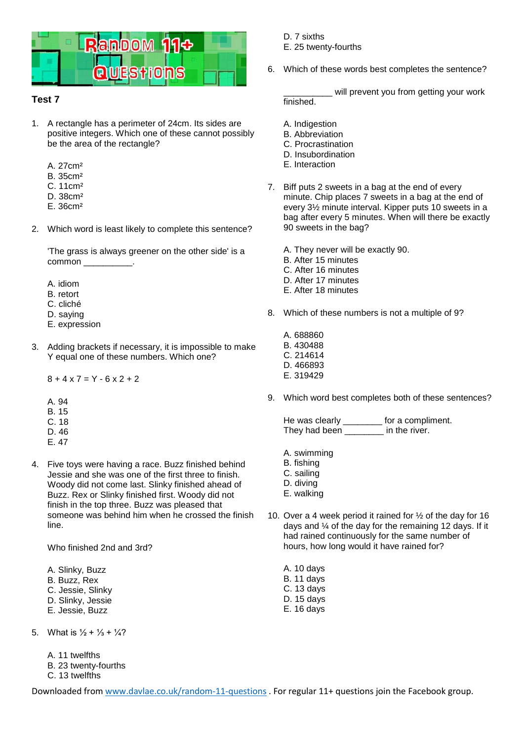# Random 11+ Questions

## Test 7

1. A rectangle has a perimeter of 24cm. Its sides are positive integers. Which one of these cannot possibly be the area of the rectangle?

   A. 27cm²
   B. 35cm²
   C. 11cm²
   D. 38cm²
   E. 36cm²

2. Which word is least likely to complete this sentence?

   'The grass is always greener on the other side' is a common __________.

   A. idiom
   B. retort
   C. cliché
   D. saying
   E. expression

3. Adding brackets if necessary, it is impossible to make Y equal one of these numbers. Which one?

   $8 + 4 \times 7 = Y - 6 \times 2 + 2$

   A. 94
   B. 15
   C. 18
   D. 46
   E. 47

4. Five toys were having a race. Buzz finished behind Jessie and she was one of the first three to finish. Woody did not come last. Slinky finished ahead of Buzz. Rex or Slinky finished first. Woody did not finish in the top three. Buzz was pleased that someone was behind him when he crossed the finish line.

   Who finished 2nd and 3rd?

   A. Slinky, Buzz
   B. Buzz, Rex
   C. Jessie, Slinky
   D. Slinky, Jessie
   E. Jessie, Buzz

5. What is $\frac{1}{2} + \frac{1}{3} + \frac{1}{4}$?

   A. 11 twelfths
   B. 23 twenty-fourths
   C. 13 twelfths
   D. 7 sixths
   E. 25 twenty-fourths

6. Which of these words best completes the sentence?

   __________ will prevent you from getting your work finished.

   A. Indigestion
   B. Abbreviation
   C. Procrastination
   D. Insubordination
   E. Interaction

7. Biff puts 2 sweets in a bag at the end of every minute. Chip places 7 sweets in a bag at the end of every 3½ minute interval. Kipper puts 10 sweets in a bag after every 5 minutes. When will there be exactly 90 sweets in the bag?

   A. They never will be exactly 90.
   B. After 15 minutes
   C. After 16 minutes
   D. After 17 minutes
   E. After 18 minutes

8. Which of these numbers is not a multiple of 9?

   A. 688860
   B. 430488
   C. 214614
   D. 466893
   E. 319429

9. Which word best completes both of these sentences?

   He was clearly ________ for a compliment.
   They had been ________ in the river.

   A. swimming
   B. fishing
   C. sailing
   D. diving
   E. walking

10. Over a 4 week period it rained for ½ of the day for 16 days and ¼ of the day for the remaining 12 days. If it had rained continuously for the same number of hours, how long would it have rained for?

    A. 10 days
    B. 11 days
    C. 13 days
    D. 15 days
    E. 16 days

Downloaded from www.davlae.co.uk/random-11-questions . For regular 11+ questions join the Facebook group.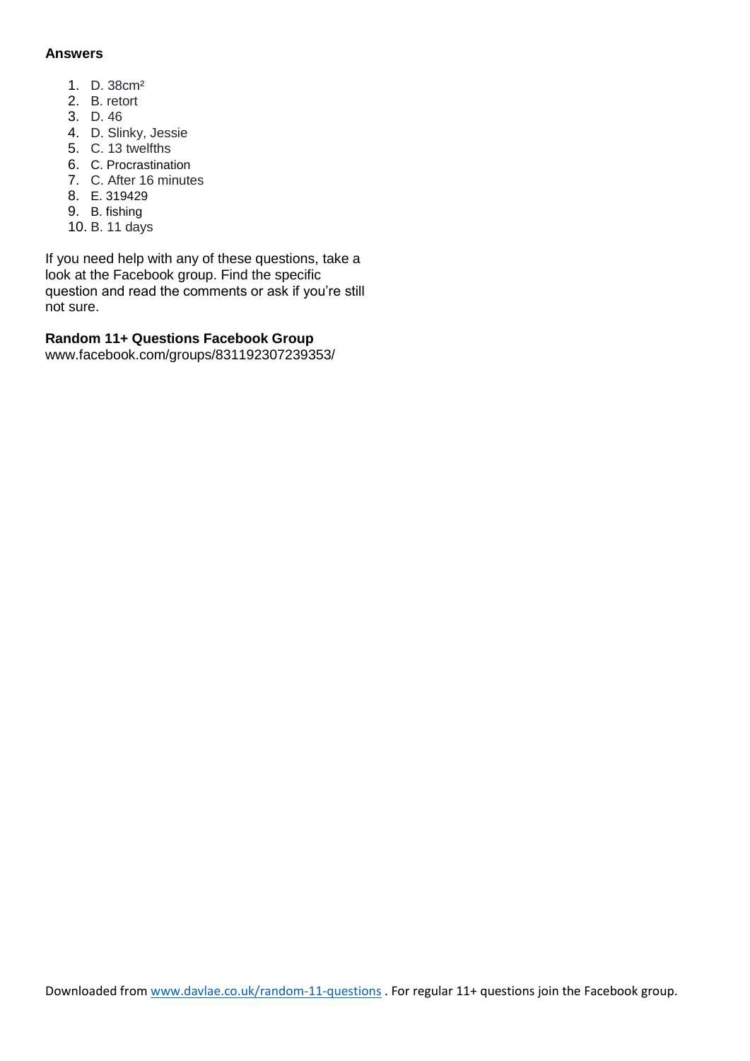**Answers**

1. D. $38cm^2$
2. B. retort
3. D. 46
4. D. Slinky, Jessie
5. C. 13 twelfths
6. C. Procrastination
7. C. After 16 minutes
8. E. 319429
9. B. fishing
10. B. 11 days

If you need help with any of these questions, take a look at the Facebook group. Find the specific question and read the comments or ask if you're still not sure.

**Random 11+ Questions Facebook Group**
www.facebook.com/groups/831192307239353/

Downloaded from www.davlae.co.uk/random-11-questions . For regular 11+ questions join the Facebook group.